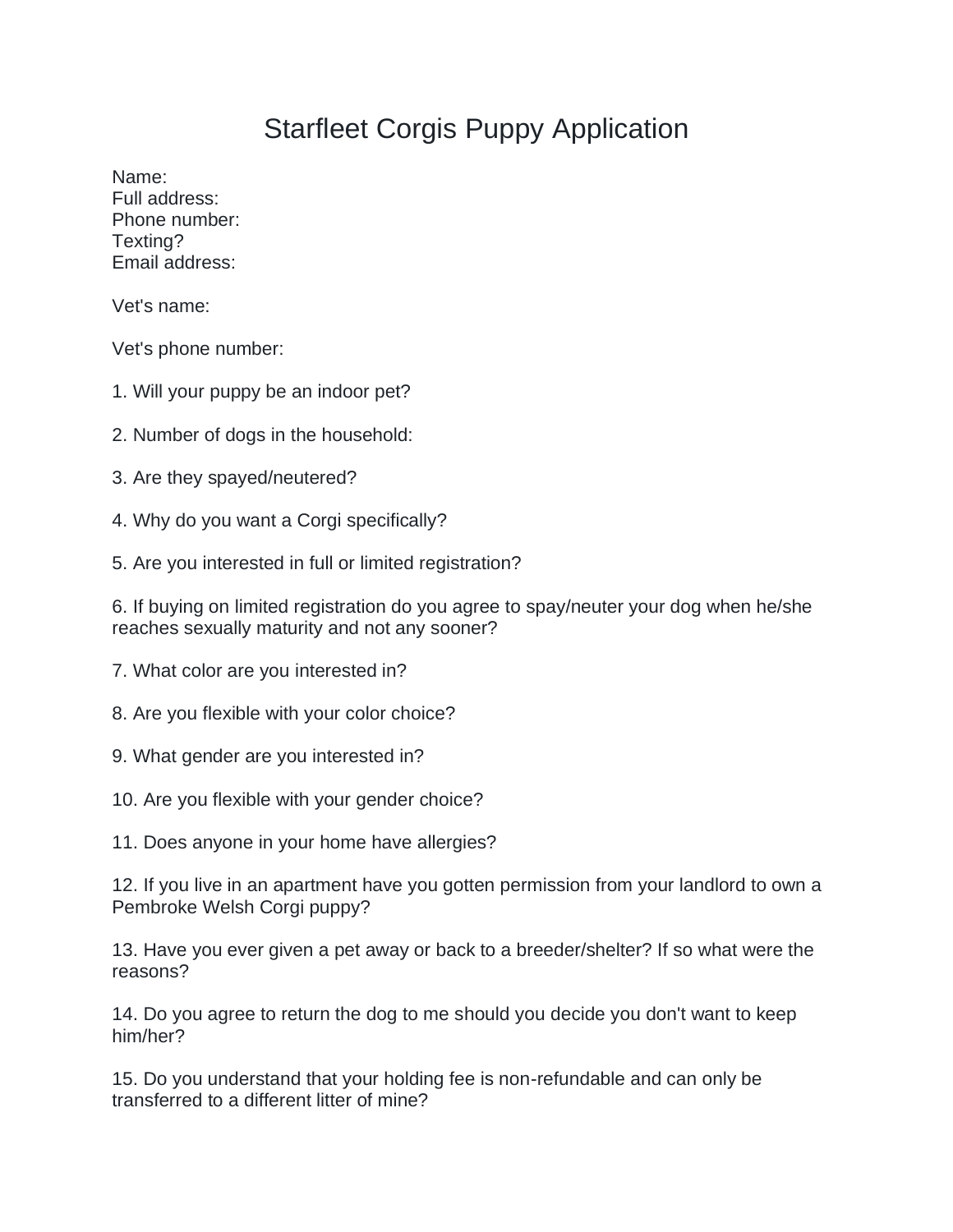# Starfleet Corgis Puppy Application

Name:
Full address:
Phone number:
Texting?
Email address:

Vet's name:

Vet's phone number:

1. Will your puppy be an indoor pet?

2. Number of dogs in the household:

3. Are they spayed/neutered?

4. Why do you want a Corgi specifically?

5. Are you interested in full or limited registration?

6. If buying on limited registration do you agree to spay/neuter your dog when he/she reaches sexually maturity and not any sooner?

7. What color are you interested in?

8. Are you flexible with your color choice?

9. What gender are you interested in?

10. Are you flexible with your gender choice?

11. Does anyone in your home have allergies?

12. If you live in an apartment have you gotten permission from your landlord to own a Pembroke Welsh Corgi puppy?

13. Have you ever given a pet away or back to a breeder/shelter? If so what were the reasons?

14. Do you agree to return the dog to me should you decide you don't want to keep him/her?

15. Do you understand that your holding fee is non-refundable and can only be transferred to a different litter of mine?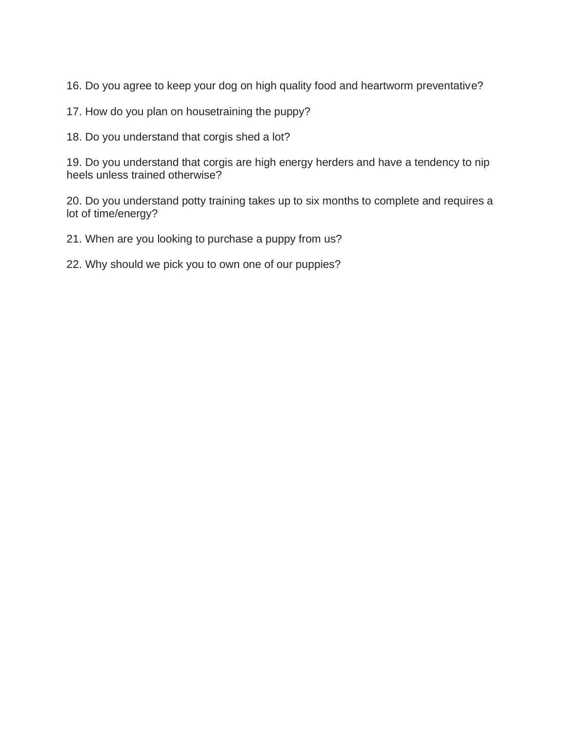16. Do you agree to keep your dog on high quality food and heartworm preventative?

17. How do you plan on housetraining the puppy?

18. Do you understand that corgis shed a lot?

19. Do you understand that corgis are high energy herders and have a tendency to nip heels unless trained otherwise?

20. Do you understand potty training takes up to six months to complete and requires a lot of time/energy?

21. When are you looking to purchase a puppy from us?

22. Why should we pick you to own one of our puppies?